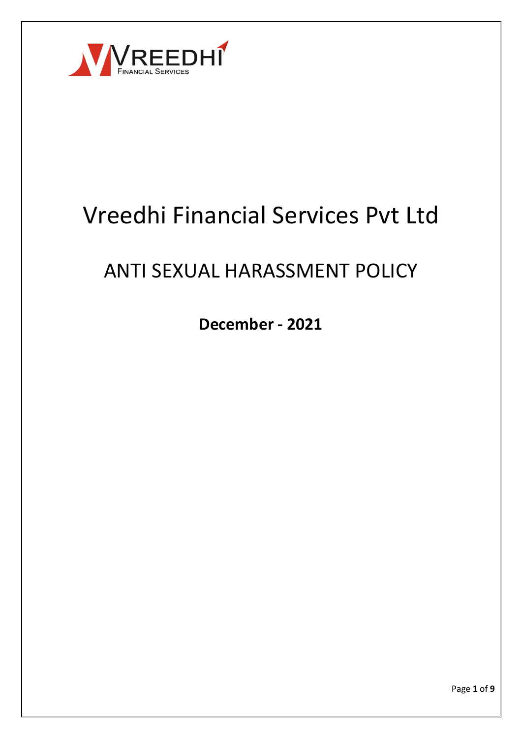# Vreedhi Financial Services Pvt Ltd

## ANTI SEXUAL HARASSMENT POLICY

**December - 2021**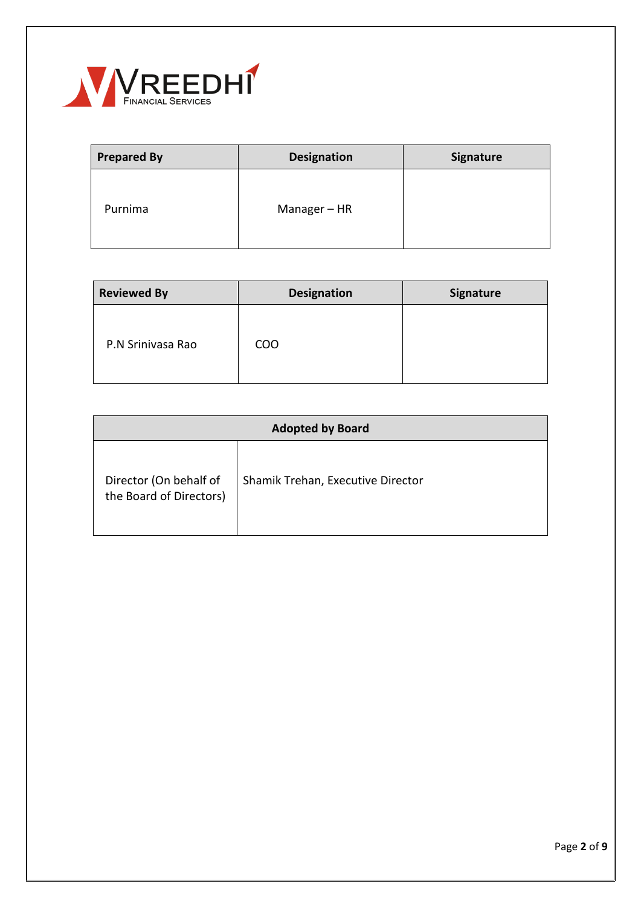| Prepared By | Designation | Signature |
| --- | --- | --- |
| Purnima | Manager – HR | |

| Reviewed By | Designation | Signature |
| --- | --- | --- |
| P.N Srinivasa Rao | COO | |

| Adopted by Board | |
| --- | --- |
| Director (On behalf of the Board of Directors) | Shamik Trehan, Executive Director |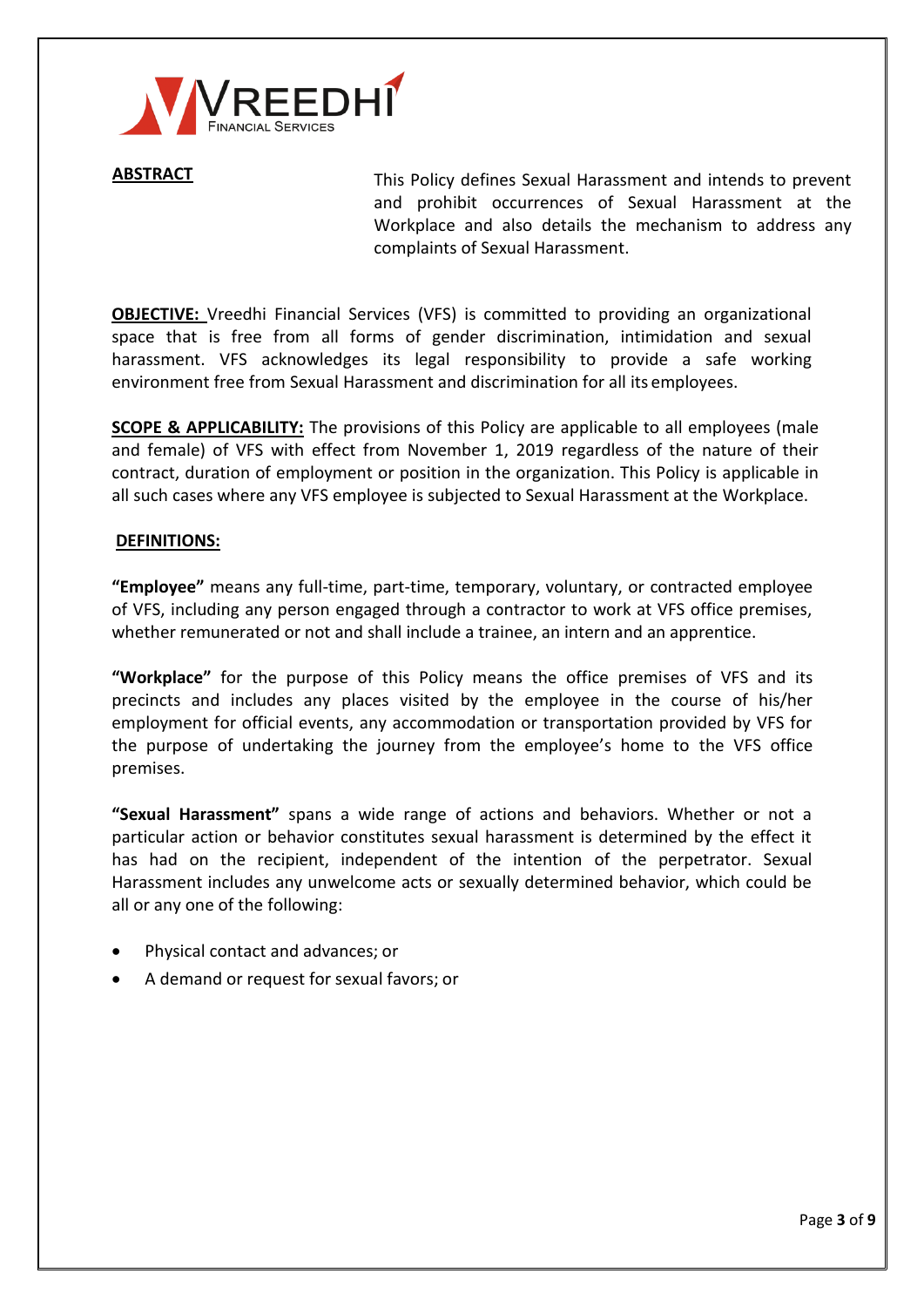**ABSTRACT**

This Policy defines Sexual Harassment and intends to prevent and prohibit occurrences of Sexual Harassment at the Workplace and also details the mechanism to address any complaints of Sexual Harassment.

**OBJECTIVE:** Vreedhi Financial Services (VFS) is committed to providing an organizational space that is free from all forms of gender discrimination, intimidation and sexual harassment. VFS acknowledges its legal responsibility to provide a safe working environment free from Sexual Harassment and discrimination for all its employees.

**SCOPE & APPLICABILITY:** The provisions of this Policy are applicable to all employees (male and female) of VFS with effect from November 1, 2019 regardless of the nature of their contract, duration of employment or position in the organization. This Policy is applicable in all such cases where any VFS employee is subjected to Sexual Harassment at the Workplace.

**DEFINITIONS:**

**"Employee"** means any full-time, part-time, temporary, voluntary, or contracted employee of VFS, including any person engaged through a contractor to work at VFS office premises, whether remunerated or not and shall include a trainee, an intern and an apprentice.

**"Workplace"** for the purpose of this Policy means the office premises of VFS and its precincts and includes any places visited by the employee in the course of his/her employment for official events, any accommodation or transportation provided by VFS for the purpose of undertaking the journey from the employee's home to the VFS office premises.

**"Sexual Harassment"** spans a wide range of actions and behaviors. Whether or not a particular action or behavior constitutes sexual harassment is determined by the effect it has had on the recipient, independent of the intention of the perpetrator. Sexual Harassment includes any unwelcome acts or sexually determined behavior, which could be all or any one of the following:

- Physical contact and advances; or
- A demand or request for sexual favors; or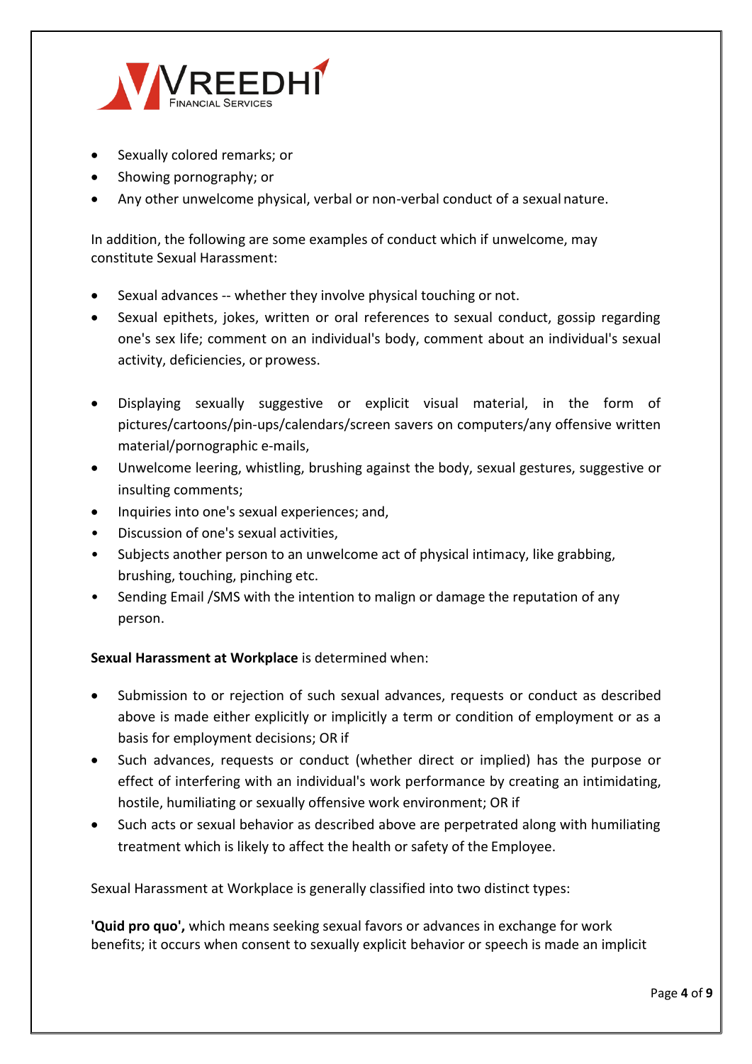- Sexually colored remarks; or
- Showing pornography; or
- Any other unwelcome physical, verbal or non-verbal conduct of a sexual nature.

In addition, the following are some examples of conduct which if unwelcome, may constitute Sexual Harassment:

- Sexual advances -- whether they involve physical touching or not.
- Sexual epithets, jokes, written or oral references to sexual conduct, gossip regarding one's sex life; comment on an individual's body, comment about an individual's sexual activity, deficiencies, or prowess.
- Displaying sexually suggestive or explicit visual material, in the form of pictures/cartoons/pin-ups/calendars/screen savers on computers/any offensive written material/pornographic e-mails,
- Unwelcome leering, whistling, brushing against the body, sexual gestures, suggestive or insulting comments;
- Inquiries into one's sexual experiences; and,
- Discussion of one's sexual activities,
- Subjects another person to an unwelcome act of physical intimacy, like grabbing, brushing, touching, pinching etc.
- Sending Email /SMS with the intention to malign or damage the reputation of any person.

**Sexual Harassment at Workplace** is determined when:

- Submission to or rejection of such sexual advances, requests or conduct as described above is made either explicitly or implicitly a term or condition of employment or as a basis for employment decisions; OR if
- Such advances, requests or conduct (whether direct or implied) has the purpose or effect of interfering with an individual's work performance by creating an intimidating, hostile, humiliating or sexually offensive work environment; OR if
- Such acts or sexual behavior as described above are perpetrated along with humiliating treatment which is likely to affect the health or safety of the Employee.

Sexual Harassment at Workplace is generally classified into two distinct types:

**'Quid pro quo',** which means seeking sexual favors or advances in exchange for work benefits; it occurs when consent to sexually explicit behavior or speech is made an implicit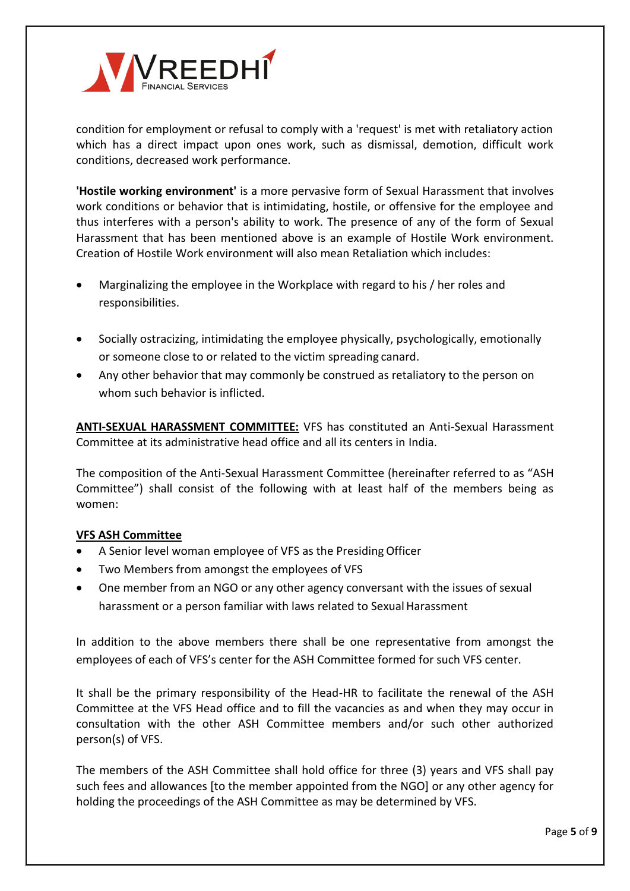condition for employment or refusal to comply with a 'request' is met with retaliatory action which has a direct impact upon ones work, such as dismissal, demotion, difficult work conditions, decreased work performance.

**'Hostile working environment'** is a more pervasive form of Sexual Harassment that involves work conditions or behavior that is intimidating, hostile, or offensive for the employee and thus interferes with a person's ability to work. The presence of any of the form of Sexual Harassment that has been mentioned above is an example of Hostile Work environment. Creation of Hostile Work environment will also mean Retaliation which includes:

- Marginalizing the employee in the Workplace with regard to his / her roles and responsibilities.
- Socially ostracizing, intimidating the employee physically, psychologically, emotionally or someone close to or related to the victim spreading canard.
- Any other behavior that may commonly be construed as retaliatory to the person on whom such behavior is inflicted.

**ANTI-SEXUAL HARASSMENT COMMITTEE:** VFS has constituted an Anti-Sexual Harassment Committee at its administrative head office and all its centers in India.

The composition of the Anti-Sexual Harassment Committee (hereinafter referred to as "ASH Committee") shall consist of the following with at least half of the members being as women:

**VFS ASH Committee**

- A Senior level woman employee of VFS as the Presiding Officer
- Two Members from amongst the employees of VFS
- One member from an NGO or any other agency conversant with the issues of sexual harassment or a person familiar with laws related to Sexual Harassment

In addition to the above members there shall be one representative from amongst the employees of each of VFS's center for the ASH Committee formed for such VFS center.

It shall be the primary responsibility of the Head-HR to facilitate the renewal of the ASH Committee at the VFS Head office and to fill the vacancies as and when they may occur in consultation with the other ASH Committee members and/or such other authorized person(s) of VFS.

The members of the ASH Committee shall hold office for three (3) years and VFS shall pay such fees and allowances [to the member appointed from the NGO] or any other agency for holding the proceedings of the ASH Committee as may be determined by VFS.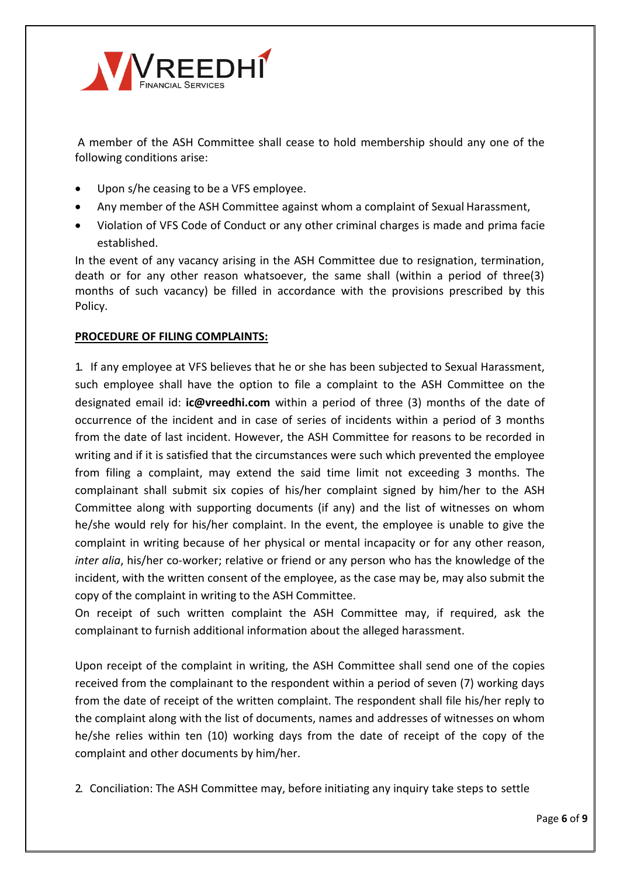A member of the ASH Committee shall cease to hold membership should any one of the following conditions arise:

- Upon s/he ceasing to be a VFS employee.
- Any member of the ASH Committee against whom a complaint of Sexual Harassment,
- Violation of VFS Code of Conduct or any other criminal charges is made and prima facie established.

In the event of any vacancy arising in the ASH Committee due to resignation, termination, death or for any other reason whatsoever, the same shall (within a period of three(3) months of such vacancy) be filled in accordance with the provisions prescribed by this Policy.

**PROCEDURE OF FILING COMPLAINTS:**

1. If any employee at VFS believes that he or she has been subjected to Sexual Harassment, such employee shall have the option to file a complaint to the ASH Committee on the designated email id: **ic@vreedhi.com** within a period of three (3) months of the date of occurrence of the incident and in case of series of incidents within a period of 3 months from the date of last incident. However, the ASH Committee for reasons to be recorded in writing and if it is satisfied that the circumstances were such which prevented the employee from filing a complaint, may extend the said time limit not exceeding 3 months. The complainant shall submit six copies of his/her complaint signed by him/her to the ASH Committee along with supporting documents (if any) and the list of witnesses on whom he/she would rely for his/her complaint. In the event, the employee is unable to give the complaint in writing because of her physical or mental incapacity or for any other reason, *inter alia*, his/her co-worker; relative or friend or any person who has the knowledge of the incident, with the written consent of the employee, as the case may be, may also submit the copy of the complaint in writing to the ASH Committee.
On receipt of such written complaint the ASH Committee may, if required, ask the complainant to furnish additional information about the alleged harassment.

Upon receipt of the complaint in writing, the ASH Committee shall send one of the copies received from the complainant to the respondent within a period of seven (7) working days from the date of receipt of the written complaint. The respondent shall file his/her reply to the complaint along with the list of documents, names and addresses of witnesses on whom he/she relies within ten (10) working days from the date of receipt of the copy of the complaint and other documents by him/her.

2. Conciliation: The ASH Committee may, before initiating any inquiry take steps to settle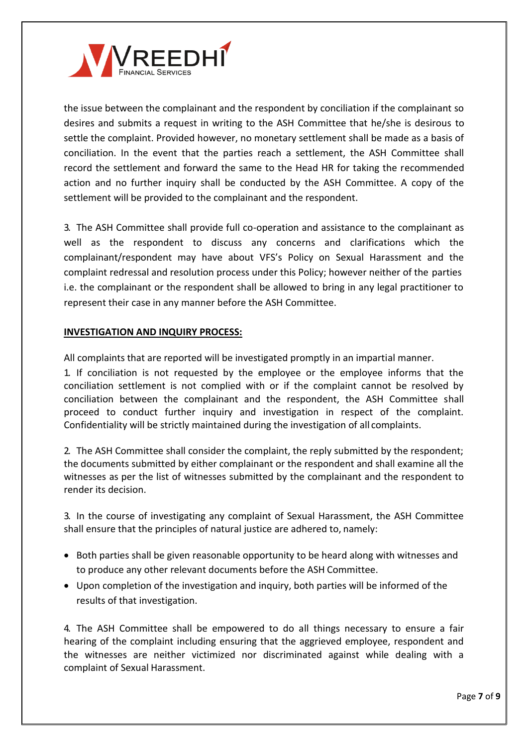the issue between the complainant and the respondent by conciliation if the complainant so desires and submits a request in writing to the ASH Committee that he/she is desirous to settle the complaint. Provided however, no monetary settlement shall be made as a basis of conciliation. In the event that the parties reach a settlement, the ASH Committee shall record the settlement and forward the same to the Head HR for taking the recommended action and no further inquiry shall be conducted by the ASH Committee. A copy of the settlement will be provided to the complainant and the respondent.

3. The ASH Committee shall provide full co-operation and assistance to the complainant as well as the respondent to discuss any concerns and clarifications which the complainant/respondent may have about VFS's Policy on Sexual Harassment and the complaint redressal and resolution process under this Policy; however neither of the parties i.e. the complainant or the respondent shall be allowed to bring in any legal practitioner to represent their case in any manner before the ASH Committee.

**INVESTIGATION AND INQUIRY PROCESS:**

All complaints that are reported will be investigated promptly in an impartial manner.

1. If conciliation is not requested by the employee or the employee informs that the conciliation settlement is not complied with or if the complaint cannot be resolved by conciliation between the complainant and the respondent, the ASH Committee shall proceed to conduct further inquiry and investigation in respect of the complaint. Confidentiality will be strictly maintained during the investigation of all complaints.

2. The ASH Committee shall consider the complaint, the reply submitted by the respondent; the documents submitted by either complainant or the respondent and shall examine all the witnesses as per the list of witnesses submitted by the complainant and the respondent to render its decision.

3. In the course of investigating any complaint of Sexual Harassment, the ASH Committee shall ensure that the principles of natural justice are adhered to, namely:

- Both parties shall be given reasonable opportunity to be heard along with witnesses and to produce any other relevant documents before the ASH Committee.
- Upon completion of the investigation and inquiry, both parties will be informed of the results of that investigation.

4. The ASH Committee shall be empowered to do all things necessary to ensure a fair hearing of the complaint including ensuring that the aggrieved employee, respondent and the witnesses are neither victimized nor discriminated against while dealing with a complaint of Sexual Harassment.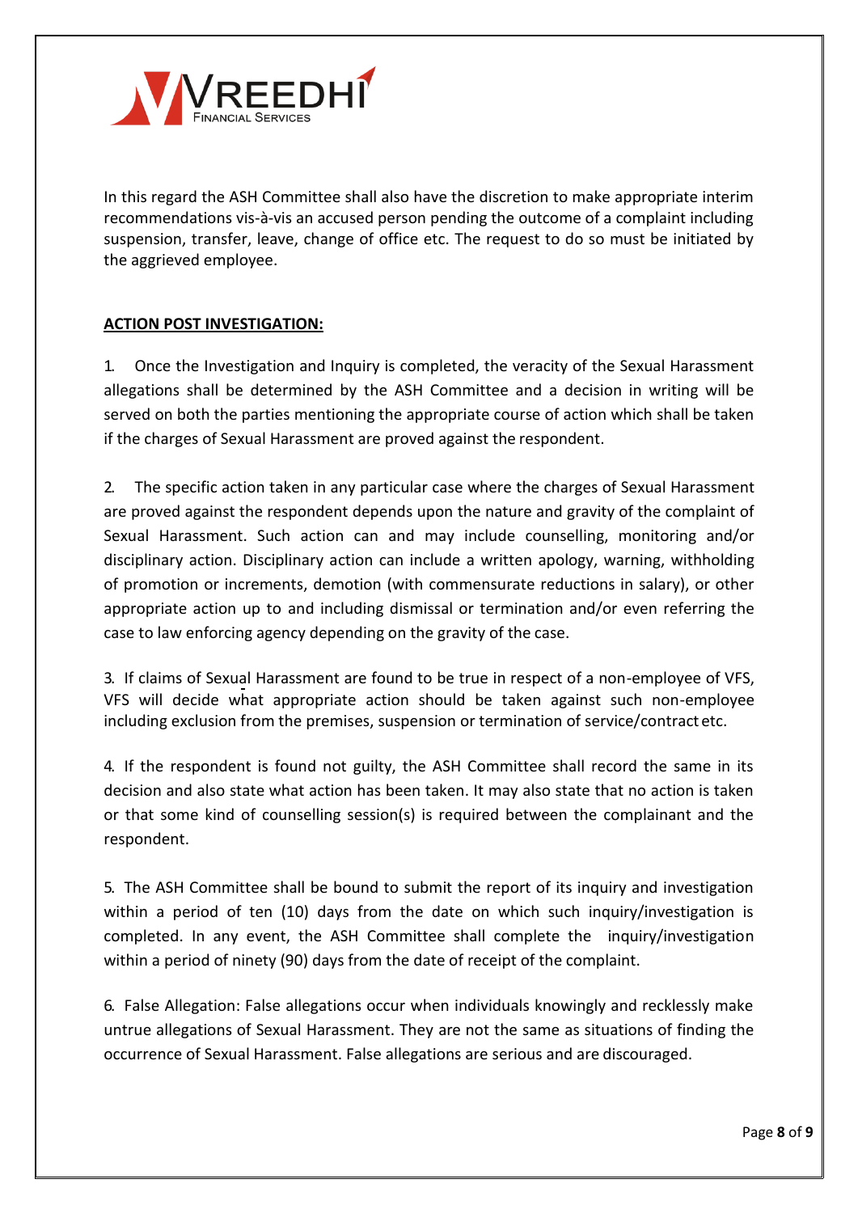In this regard the ASH Committee shall also have the discretion to make appropriate interim recommendations vis-à-vis an accused person pending the outcome of a complaint including suspension, transfer, leave, change of office etc. The request to do so must be initiated by the aggrieved employee.

**ACTION POST INVESTIGATION:**

1. Once the Investigation and Inquiry is completed, the veracity of the Sexual Harassment allegations shall be determined by the ASH Committee and a decision in writing will be served on both the parties mentioning the appropriate course of action which shall be taken if the charges of Sexual Harassment are proved against the respondent.

2. The specific action taken in any particular case where the charges of Sexual Harassment are proved against the respondent depends upon the nature and gravity of the complaint of Sexual Harassment. Such action can and may include counselling, monitoring and/or disciplinary action. Disciplinary action can include a written apology, warning, withholding of promotion or increments, demotion (with commensurate reductions in salary), or other appropriate action up to and including dismissal or termination and/or even referring the case to law enforcing agency depending on the gravity of the case.

3. If claims of Sexual Harassment are found to be true in respect of a non-employee of VFS, VFS will decide what appropriate action should be taken against such non-employee including exclusion from the premises, suspension or termination of service/contract etc.

4. If the respondent is found not guilty, the ASH Committee shall record the same in its decision and also state what action has been taken. It may also state that no action is taken or that some kind of counselling session(s) is required between the complainant and the respondent.

5. The ASH Committee shall be bound to submit the report of its inquiry and investigation within a period of ten (10) days from the date on which such inquiry/investigation is completed. In any event, the ASH Committee shall complete the inquiry/investigation within a period of ninety (90) days from the date of receipt of the complaint.

6. False Allegation: False allegations occur when individuals knowingly and recklessly make untrue allegations of Sexual Harassment. They are not the same as situations of finding the occurrence of Sexual Harassment. False allegations are serious and are discouraged.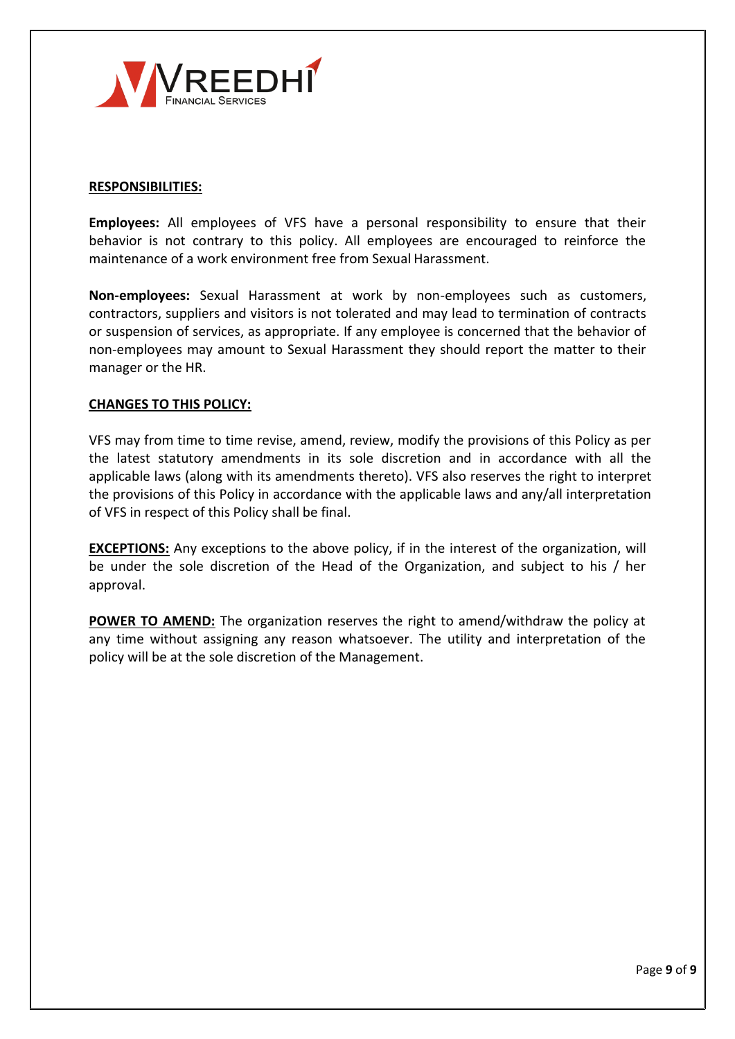## RESPONSIBILITIES:

**Employees:** All employees of VFS have a personal responsibility to ensure that their behavior is not contrary to this policy. All employees are encouraged to reinforce the maintenance of a work environment free from Sexual Harassment.

**Non-employees:** Sexual Harassment at work by non-employees such as customers, contractors, suppliers and visitors is not tolerated and may lead to termination of contracts or suspension of services, as appropriate. If any employee is concerned that the behavior of non-employees may amount to Sexual Harassment they should report the matter to their manager or the HR.

## CHANGES TO THIS POLICY:

VFS may from time to time revise, amend, review, modify the provisions of this Policy as per the latest statutory amendments in its sole discretion and in accordance with all the applicable laws (along with its amendments thereto). VFS also reserves the right to interpret the provisions of this Policy in accordance with the applicable laws and any/all interpretation of VFS in respect of this Policy shall be final.

**EXCEPTIONS:** Any exceptions to the above policy, if in the interest of the organization, will be under the sole discretion of the Head of the Organization, and subject to his / her approval.

**POWER TO AMEND:** The organization reserves the right to amend/withdraw the policy at any time without assigning any reason whatsoever. The utility and interpretation of the policy will be at the sole discretion of the Management.